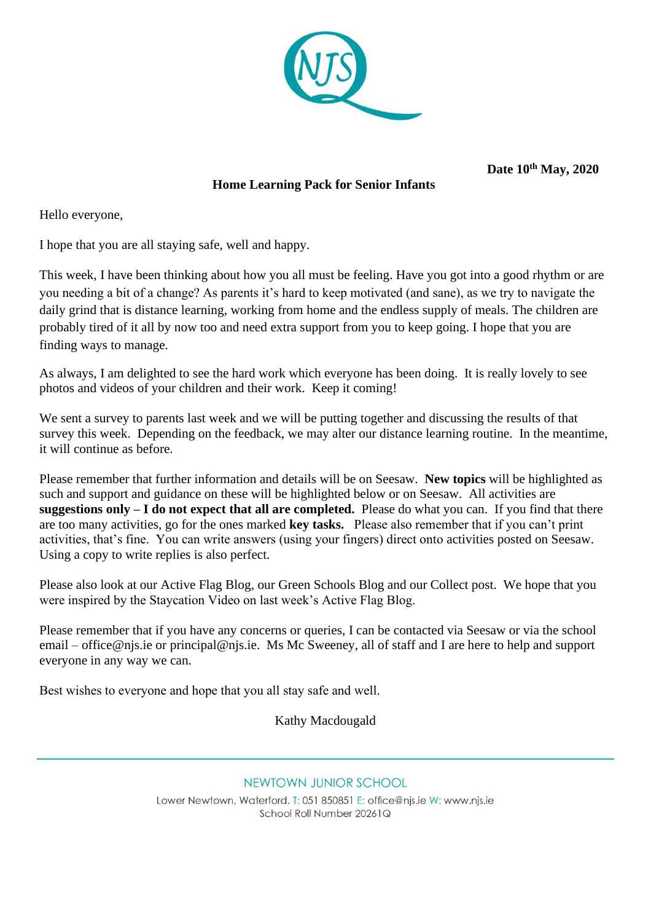**Date 10th May, 2020**

**Home Learning Pack for Senior Infants**

Hello everyone,

I hope that you are all staying safe, well and happy.

This week, I have been thinking about how you all must be feeling. Have you got into a good rhythm or are you needing a bit of a change? As parents it's hard to keep motivated (and sane), as we try to navigate the daily grind that is distance learning, working from home and the endless supply of meals. The children are probably tired of it all by now too and need extra support from you to keep going. I hope that you are finding ways to manage.

As always, I am delighted to see the hard work which everyone has been doing. It is really lovely to see photos and videos of your children and their work. Keep it coming!

We sent a survey to parents last week and we will be putting together and discussing the results of that survey this week. Depending on the feedback, we may alter our distance learning routine. In the meantime, it will continue as before.

Please remember that further information and details will be on Seesaw. **New topics** will be highlighted as such and support and guidance on these will be highlighted below or on Seesaw. All activities are **suggestions only – I do not expect that all are completed.** Please do what you can. If you find that there are too many activities, go for the ones marked **key tasks.** Please also remember that if you can't print activities, that's fine. You can write answers (using your fingers) direct onto activities posted on Seesaw. Using a copy to write replies is also perfect.

Please also look at our Active Flag Blog, our Green Schools Blog and our Collect post. We hope that you were inspired by the Staycation Video on last week's Active Flag Blog.

Please remember that if you have any concerns or queries, I can be contacted via Seesaw or via the school email – office@njs.ie or principal@njs.ie. Ms Mc Sweeney, all of staff and I are here to help and support everyone in any way we can.

Best wishes to everyone and hope that you all stay safe and well.

Kathy Macdougald

NEWTOWN JUNIOR SCHOOL

Lower Newtown, Waterford. T: 051 850851 E: office@njs.ie W: www.njs.ie
School Roll Number 20261Q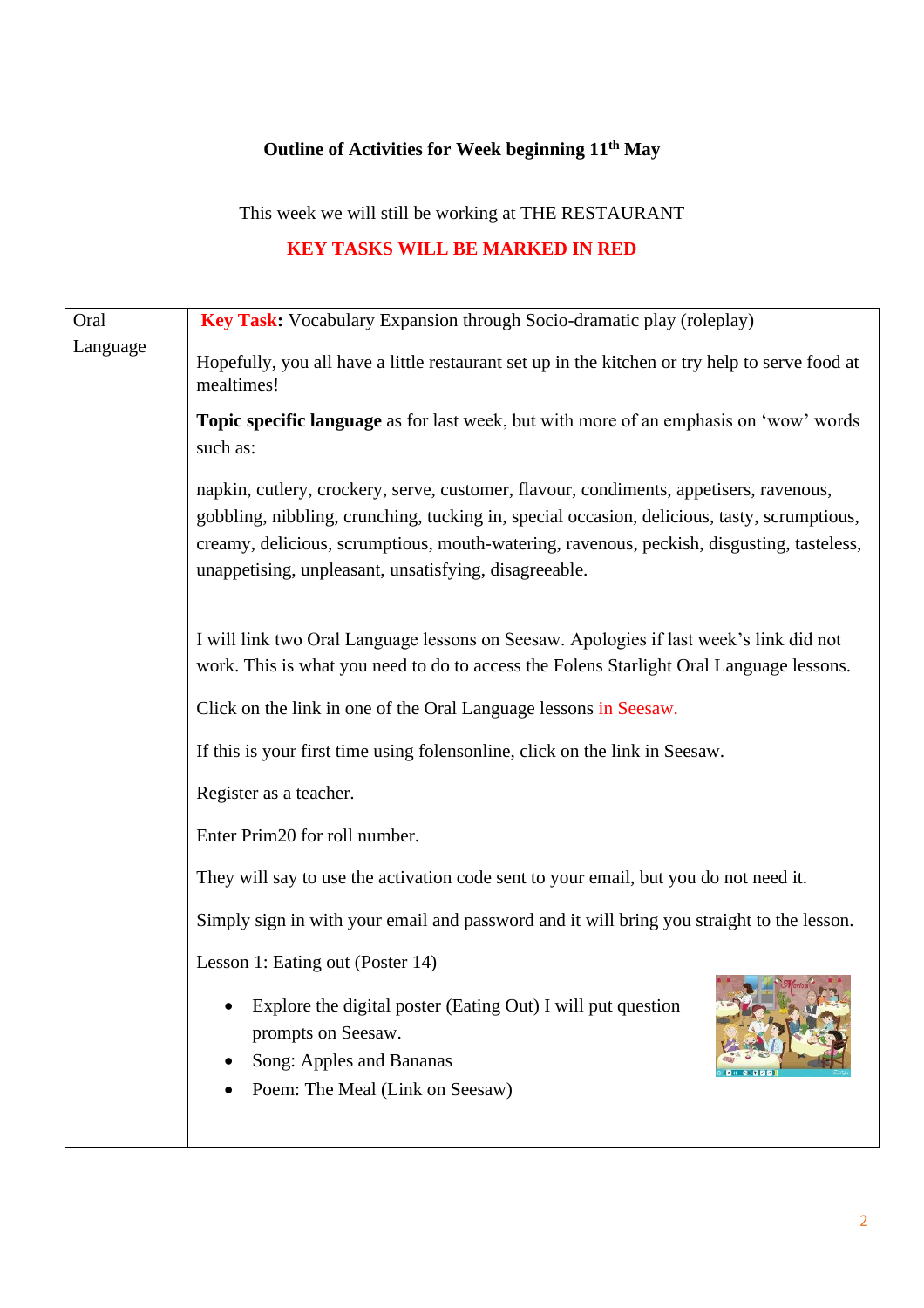**Outline of Activities for Week beginning 11th May**

This week we will still be working at THE RESTAURANT

**KEY TASKS WILL BE MARKED IN RED**

| Oral Language | **Key Task:** Vocabulary Expansion through Socio-dramatic play (roleplay)<br><br>Hopefully, you all have a little restaurant set up in the kitchen or try help to serve food at mealtimes!<br><br>**Topic specific language** as for last week, but with more of an emphasis on 'wow' words such as:<br><br>napkin, cutlery, crockery, serve, customer, flavour, condiments, appetisers, ravenous, gobbling, nibbling, crunching, tucking in, special occasion, delicious, tasty, scrumptious, creamy, delicious, scrumptious, mouth-watering, ravenous, peckish, disgusting, tasteless, unappetising, unpleasant, unsatisfying, disagreeable.<br><br>I will link two Oral Language lessons on Seesaw. Apologies if last week's link did not work. This is what you need to do to access the Folens Starlight Oral Language lessons.<br><br>Click on the link in one of the Oral Language lessons in Seesaw.<br><br>If this is your first time using folensonline, click on the link in Seesaw.<br><br>Register as a teacher.<br><br>Enter Prim20 for roll number.<br><br>They will say to use the activation code sent to your email, but you do not need it.<br><br>Simply sign in with your email and password and it will bring you straight to the lesson.<br><br>Lesson 1: Eating out (Poster 14)<br><br>• Explore the digital poster (Eating Out) I will put question prompts on Seesaw.<br>• Song: Apples and Bananas<br>• Poem: The Meal (Link on Seesaw) |
|---|---|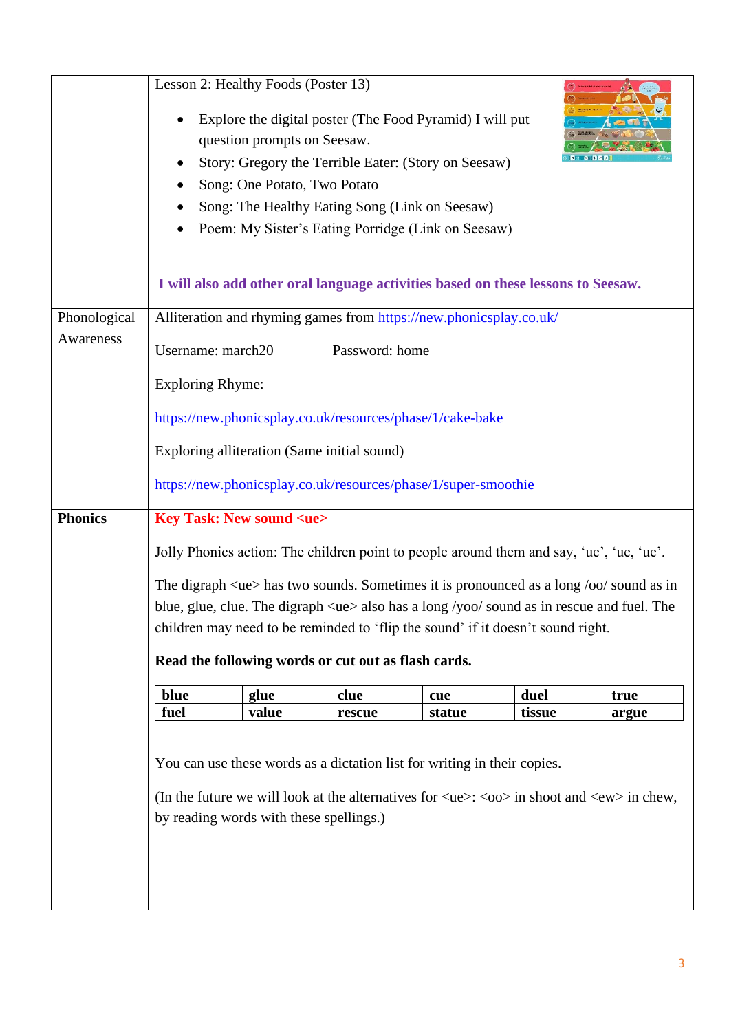| | |
|---|---|
| | Lesson 2: Healthy Foods (Poster 13)<br><br>• Explore the digital poster (The Food Pyramid) I will put question prompts on Seesaw.<br>• Story: Gregory the Terrible Eater: (Story on Seesaw)<br>• Song: One Potato, Two Potato<br>• Song: The Healthy Eating Song (Link on Seesaw)<br>• Poem: My Sister's Eating Porridge (Link on Seesaw)<br><br>**I will also add other oral language activities based on these lessons to Seesaw.** |
| Phonological Awareness | Alliteration and rhyming games from https://new.phonicsplay.co.uk/<br><br>Username: march20 Password: home<br><br>Exploring Rhyme:<br><br>https://new.phonicsplay.co.uk/resources/phase/1/cake-bake<br><br>Exploring alliteration (Same initial sound)<br><br>https://new.phonicsplay.co.uk/resources/phase/1/super-smoothie |
| **Phonics** | **Key Task: New sound <ue>**<br><br>Jolly Phonics action: The children point to people around them and say, 'ue', 'ue, 'ue'.<br><br>The digraph <ue> has two sounds. Sometimes it is pronounced as a long /oo/ sound as in blue, glue, clue. The digraph <ue> also has a long /yoo/ sound as in rescue and fuel. The children may need to be reminded to 'flip the sound' if it doesn't sound right.<br><br>**Read the following words or cut out as flash cards.**<br><br>**blue** · **glue** · **clue** · **cue** · **duel** · **true**<br>**fuel** · **value** · **rescue** · **statue** · **tissue** · **argue**<br><br>You can use these words as a dictation list for writing in their copies.<br><br>(In the future we will look at the alternatives for <ue>: <oo> in shoot and <ew> in chew, by reading words with these spellings.) |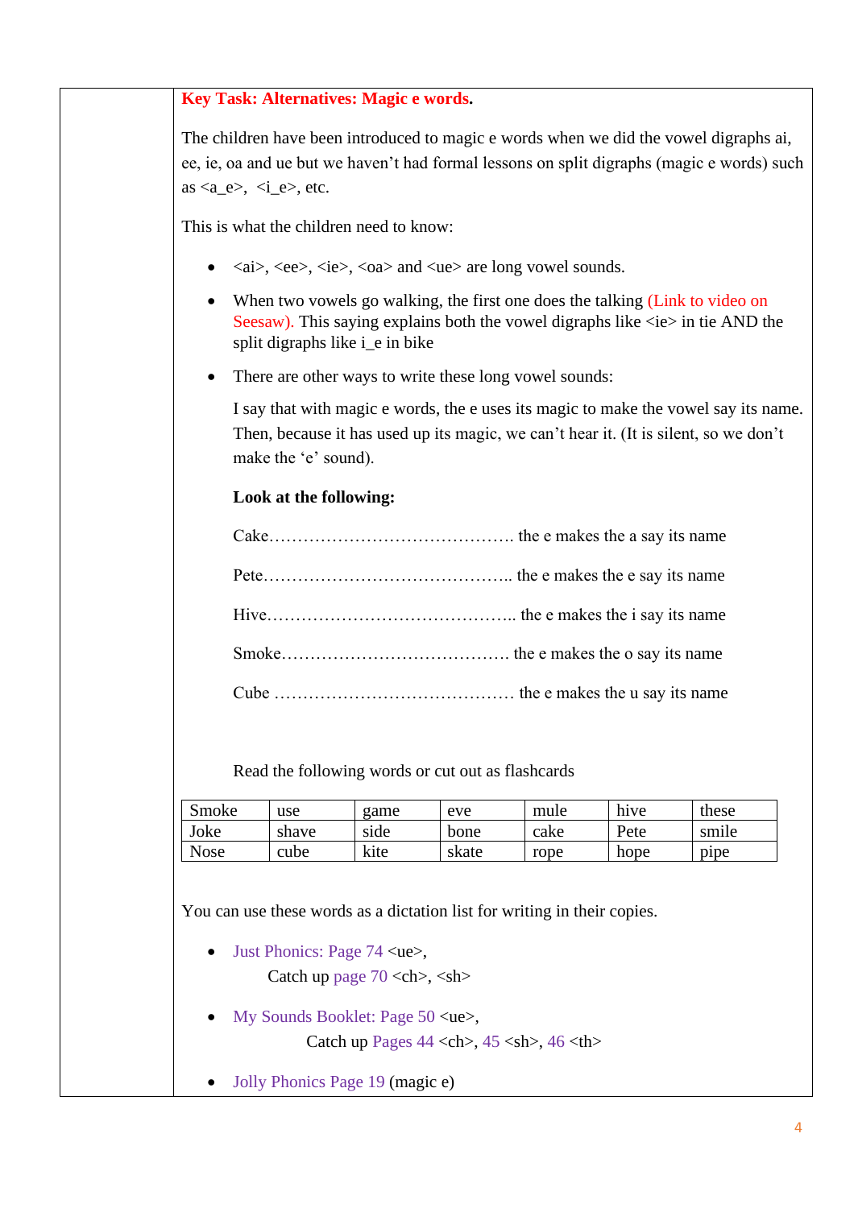**Key Task: Alternatives: Magic e words.**

The children have been introduced to magic e words when we did the vowel digraphs ai, ee, ie, oa and ue but we haven't had formal lessons on split digraphs (magic e words) such as <a_e>, <i_e>, etc.

This is what the children need to know:

- <ai>, <ee>, <ie>, <oa> and <ue> are long vowel sounds.
- When two vowels go walking, the first one does the talking (Link to video on Seesaw). This saying explains both the vowel digraphs like <ie> in tie AND the split digraphs like i_e in bike
- There are other ways to write these long vowel sounds:

  I say that with magic e words, the e uses its magic to make the vowel say its name. Then, because it has used up its magic, we can't hear it. (It is silent, so we don't make the 'e' sound).

  **Look at the following:**

  Cake…………………………………….. the e makes the a say its name

  Pete…………………………………….. the e makes the e say its name

  Hive…………………………………….. the e makes the i say its name

  Smoke………………………………….. the e makes the o say its name

  Cube …………………………………… the e makes the u say its name

  Read the following words or cut out as flashcards

| Smoke | use | game | eve | mule | hive | these |
|---|---|---|---|---|---|---|
| Joke | shave | side | bone | cake | Pete | smile |
| Nose | cube | kite | skate | rope | hope | pipe |

You can use these words as a dictation list for writing in their copies.

- Just Phonics: Page 74 <ue>,
  Catch up page 70 <ch>, <sh>
- My Sounds Booklet: Page 50 <ue>,
  Catch up Pages 44 <ch>, 45 <sh>, 46 <th>
- Jolly Phonics Page 19 (magic e)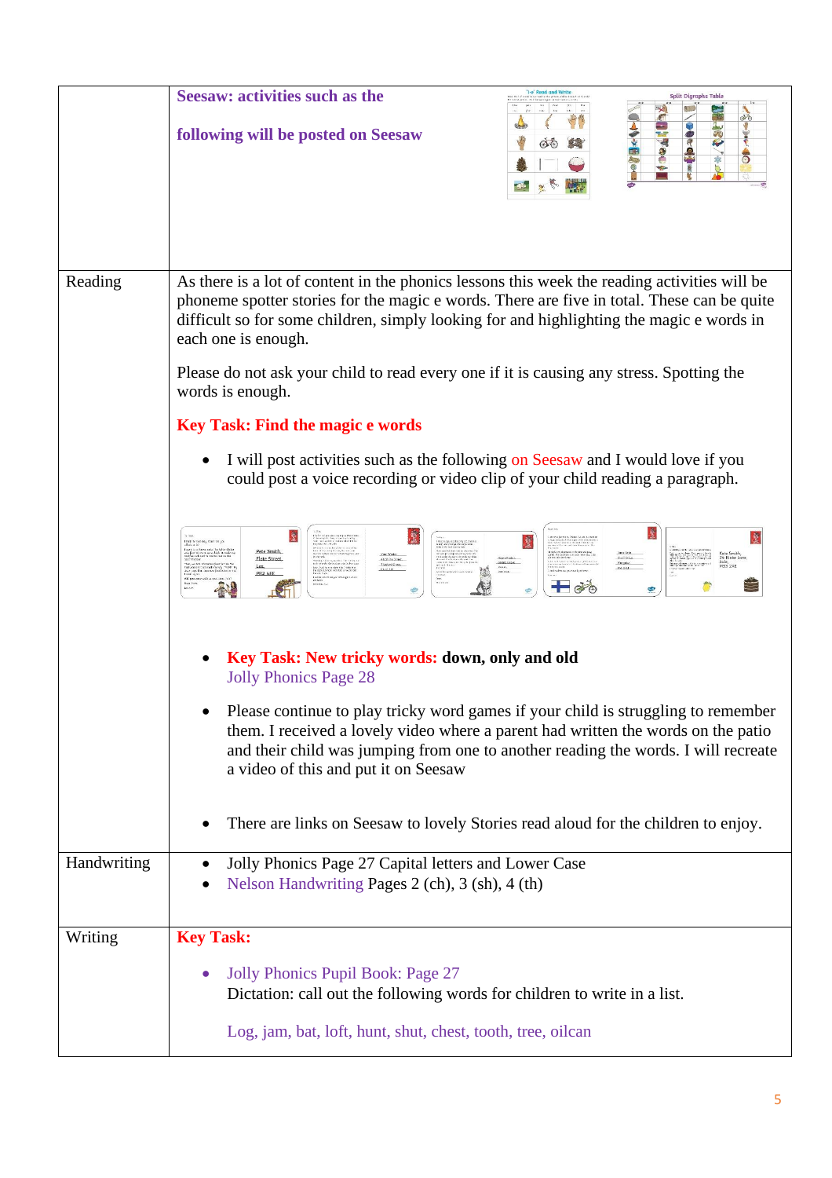| | |
|---|---|
| | **Seesaw: activities such as the following will be posted on Seesaw** |
| Reading | As there is a lot of content in the phonics lessons this week the reading activities will be phoneme spotter stories for the magic e words. There are five in total. These can be quite difficult so for some children, simply looking for and highlighting the magic e words in each one is enough.<br><br>Please do not ask your child to read every one if it is causing any stress. Spotting the words is enough.<br><br>**Key Task: Find the magic e words**<br><br>• I will post activities such as the following on Seesaw and I would love if you could post a voice recording or video clip of your child reading a paragraph.<br><br>• **Key Task: New tricky words: down, only and old** Jolly Phonics Page 28<br><br>• Please continue to play tricky word games if your child is struggling to remember them. I received a lovely video where a parent had written the words on the patio and their child was jumping from one to another reading the words. I will recreate a video of this and put it on Seesaw<br><br>• There are links on Seesaw to lovely Stories read aloud for the children to enjoy. |
| Handwriting | • Jolly Phonics Page 27 Capital letters and Lower Case<br>• Nelson Handwriting Pages 2 (ch), 3 (sh), 4 (th) |
| Writing | **Key Task:**<br><br>• Jolly Phonics Pupil Book: Page 27<br>Dictation: call out the following words for children to write in a list.<br><br>Log, jam, bat, loft, hunt, shut, chest, tooth, tree, oilcan |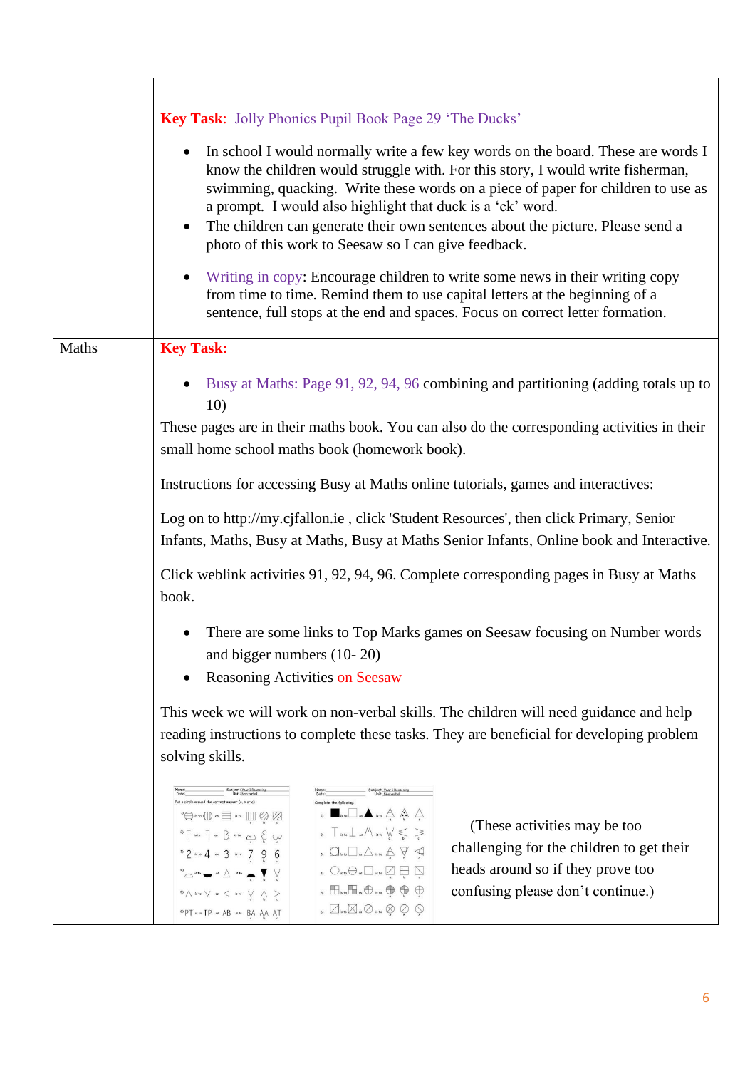|  |  |
| --- | --- |
|  | **Key Task**: Jolly Phonics Pupil Book Page 29 'The Ducks'<br><br>• In school I would normally write a few key words on the board. These are words I know the children would struggle with. For this story, I would write fisherman, swimming, quacking. Write these words on a piece of paper for children to use as a prompt. I would also highlight that duck is a 'ck' word.<br>• The children can generate their own sentences about the picture. Please send a photo of this work to Seesaw so I can give feedback.<br><br>• Writing in copy: Encourage children to write some news in their writing copy from time to time. Remind them to use capital letters at the beginning of a sentence, full stops at the end and spaces. Focus on correct letter formation. |
| Maths | **Key Task:**<br><br>• Busy at Maths: Page 91, 92, 94, 96 combining and partitioning (adding totals up to 10)<br><br>These pages are in their maths book. You can also do the corresponding activities in their small home school maths book (homework book).<br><br>Instructions for accessing Busy at Maths online tutorials, games and interactives:<br><br>Log on to http://my.cjfallon.ie , click 'Student Resources', then click Primary, Senior Infants, Maths, Busy at Maths, Busy at Maths Senior Infants, Online book and Interactive.<br><br>Click weblink activities 91, 92, 94, 96. Complete corresponding pages in Busy at Maths book.<br><br>• There are some links to Top Marks games on Seesaw focusing on Number words and bigger numbers (10- 20)<br>• Reasoning Activities on Seesaw<br><br>This week we will work on non-verbal skills. The children will need guidance and help reading instructions to complete these tasks. They are beneficial for developing problem solving skills.<br><br>(These activities may be too challenging for the children to get their heads around so if they prove too confusing please don't continue.) |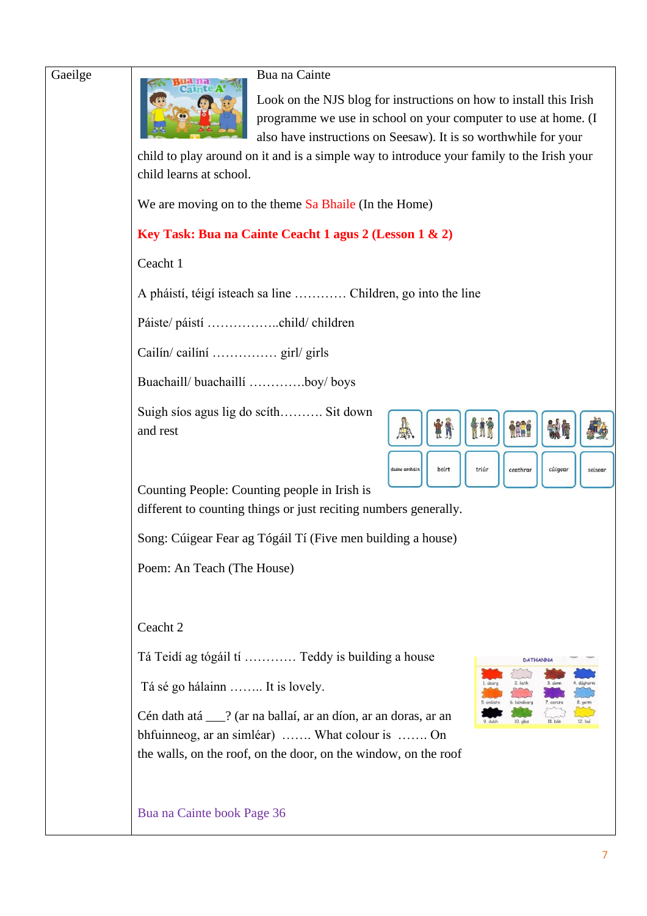| Gaeilge | Bua na Cainte<br><br>Look on the NJS blog for instructions on how to install this Irish programme we use in school on your computer to use at home. (I also have instructions on Seesaw). It is so worthwhile for your child to play around on it and is a simple way to introduce your family to the Irish your child learns at school.<br><br>We are moving on to the theme Sa Bhaile (In the Home)<br><br>**Key Task: Bua na Cainte Ceacht 1 agus 2 (Lesson 1 & 2)**<br><br>Ceacht 1<br><br>A pháistí, téigí isteach sa line ………… Children, go into the line<br><br>Páiste/ páistí ……………..child/ children<br><br>Cailín/ cailíní …………… girl/ girls<br><br>Buachaill/ buachaillí ………….boy/ boys<br><br>Suigh síos agus lig do scíth………. Sit down and rest<br><br>duine amháin, beirt, triúr, ceathrar, cúigear, seisear<br><br>Counting People: Counting people in Irish is different to counting things or just reciting numbers generally.<br><br>Song: Cúigear Fear ag Tógáil Tí (Five men building a house)<br><br>Poem: An Teach (The House)<br><br>Ceacht 2<br><br>Tá Teidí ag tógáil tí ………… Teddy is building a house<br><br>Tá sé go hálainn …….. It is lovely.<br><br>Cén dath atá ___? (ar na ballaí, ar an díon, ar an doras, ar an bhfuinneog, ar an simléar) ……. What colour is ……. On the walls, on the roof, on the door, on the window, on the roof<br><br>DATHANNA: 1. dearg 2. liath 3. donn 4. dúghorm 5. oráiste 6. bándearg 7. corcra 8. gorm 9. dubh 10. glas 11. bán 12. buí<br><br>Bua na Cainte book Page 36 |
|---|---|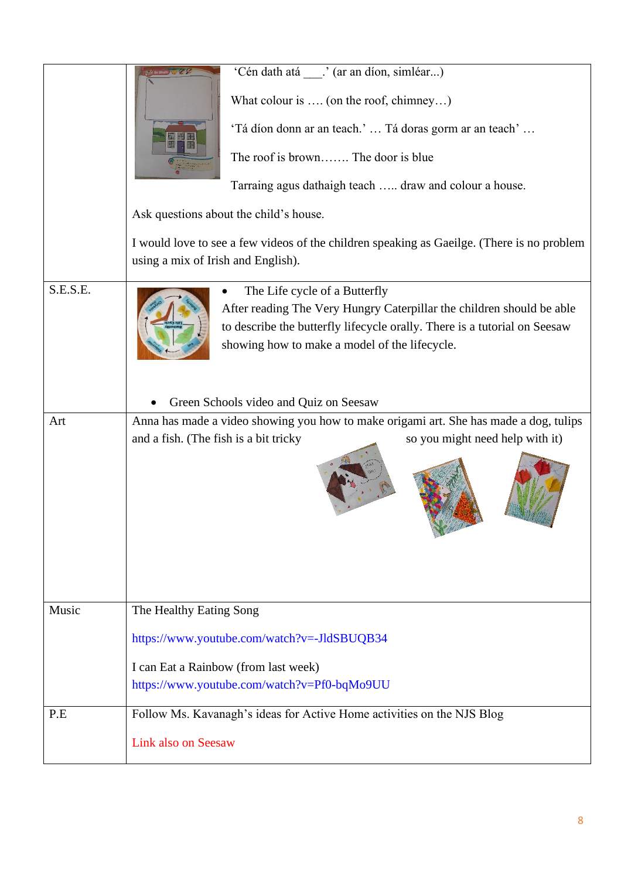| | |
|---|---|
| | 'Cén dath atá ___.' (ar an díon, simléar...)<br><br>What colour is …. (on the roof, chimney…)<br><br>'Tá díon donn ar an teach.' … Tá doras gorm ar an teach' …<br><br>The roof is brown……. The door is blue<br><br>Tarraing agus dathaigh teach ….. draw and colour a house.<br><br>Ask questions about the child's house.<br><br>I would love to see a few videos of the children speaking as Gaeilge. (There is no problem using a mix of Irish and English). |
| S.E.S.E. | • The Life cycle of a Butterfly<br>After reading The Very Hungry Caterpillar the children should be able to describe the butterfly lifecycle orally. There is a tutorial on Seesaw showing how to make a model of the lifecycle.<br><br>• Green Schools video and Quiz on Seesaw |
| Art | Anna has made a video showing you how to make origami art. She has made a dog, tulips and a fish. (The fish is a bit tricky so you might need help with it) |
| Music | The Healthy Eating Song<br><br>https://www.youtube.com/watch?v=-JldSBUQB34<br><br>I can Eat a Rainbow (from last week)<br>https://www.youtube.com/watch?v=Pf0-bqMo9UU |
| P.E | Follow Ms. Kavanagh's ideas for Active Home activities on the NJS Blog<br><br>Link also on Seesaw |